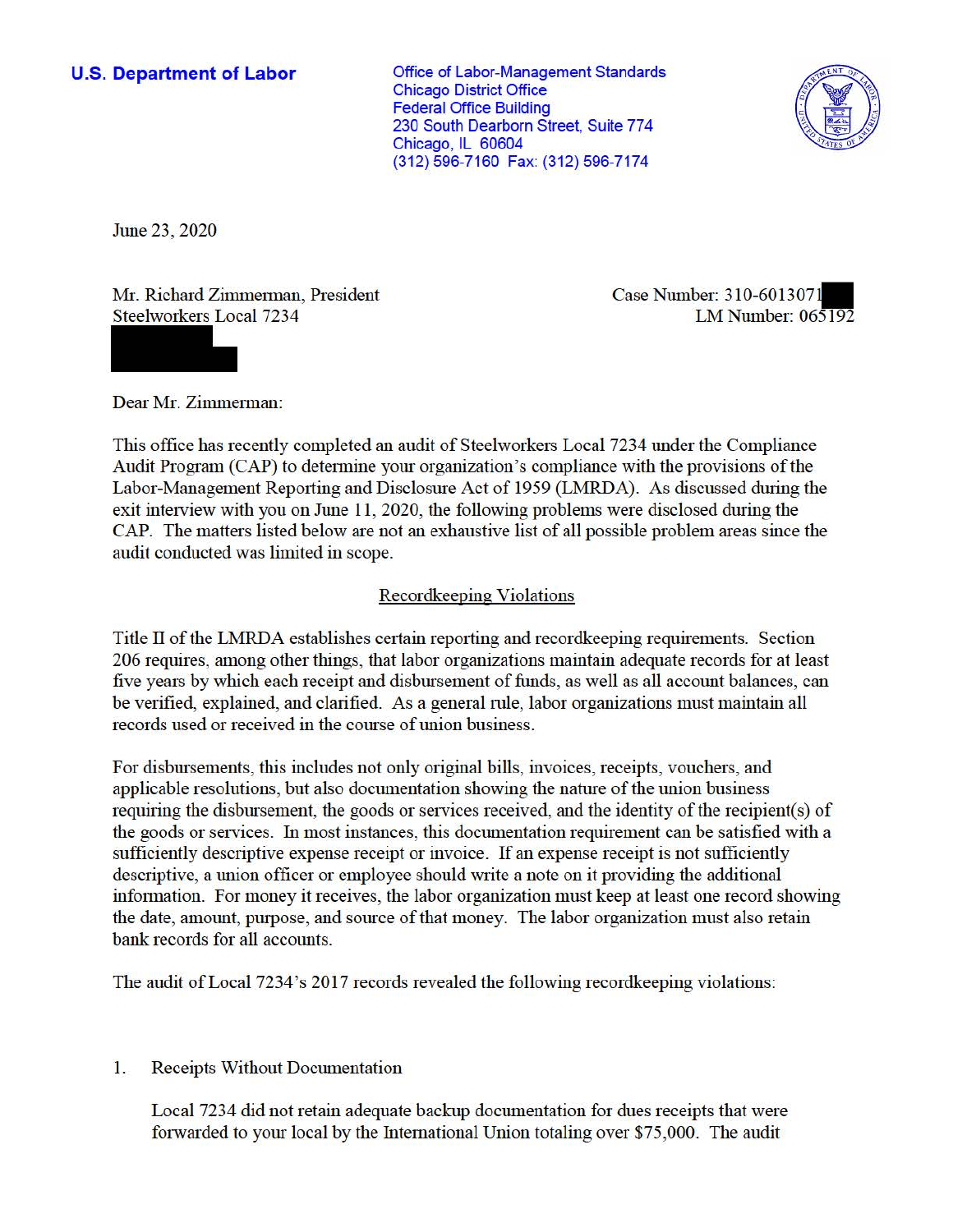**U.S. Department of Labor**

Office of Labor-Management Standards
Chicago District Office
Federal Office Building
230 South Dearborn Street, Suite 774
Chicago, IL 60604
(312) 596-7160 Fax: (312) 596-7174

June 23, 2020

Mr. Richard Zimmerman, President
Steelworkers Local 7234

Case Number: 310-6013071
LM Number: 065192

Dear Mr. Zimmerman:

This office has recently completed an audit of Steelworkers Local 7234 under the Compliance Audit Program (CAP) to determine your organization's compliance with the provisions of the Labor-Management Reporting and Disclosure Act of 1959 (LMRDA). As discussed during the exit interview with you on June 11, 2020, the following problems were disclosed during the CAP. The matters listed below are not an exhaustive list of all possible problem areas since the audit conducted was limited in scope.

## Recordkeeping Violations

Title II of the LMRDA establishes certain reporting and recordkeeping requirements. Section 206 requires, among other things, that labor organizations maintain adequate records for at least five years by which each receipt and disbursement of funds, as well as all account balances, can be verified, explained, and clarified. As a general rule, labor organizations must maintain all records used or received in the course of union business.

For disbursements, this includes not only original bills, invoices, receipts, vouchers, and applicable resolutions, but also documentation showing the nature of the union business requiring the disbursement, the goods or services received, and the identity of the recipient(s) of the goods or services. In most instances, this documentation requirement can be satisfied with a sufficiently descriptive expense receipt or invoice. If an expense receipt is not sufficiently descriptive, a union officer or employee should write a note on it providing the additional information. For money it receives, the labor organization must keep at least one record showing the date, amount, purpose, and source of that money. The labor organization must also retain bank records for all accounts.

The audit of Local 7234's 2017 records revealed the following recordkeeping violations:

1. Receipts Without Documentation

   Local 7234 did not retain adequate backup documentation for dues receipts that were forwarded to your local by the International Union totaling over $75,000. The audit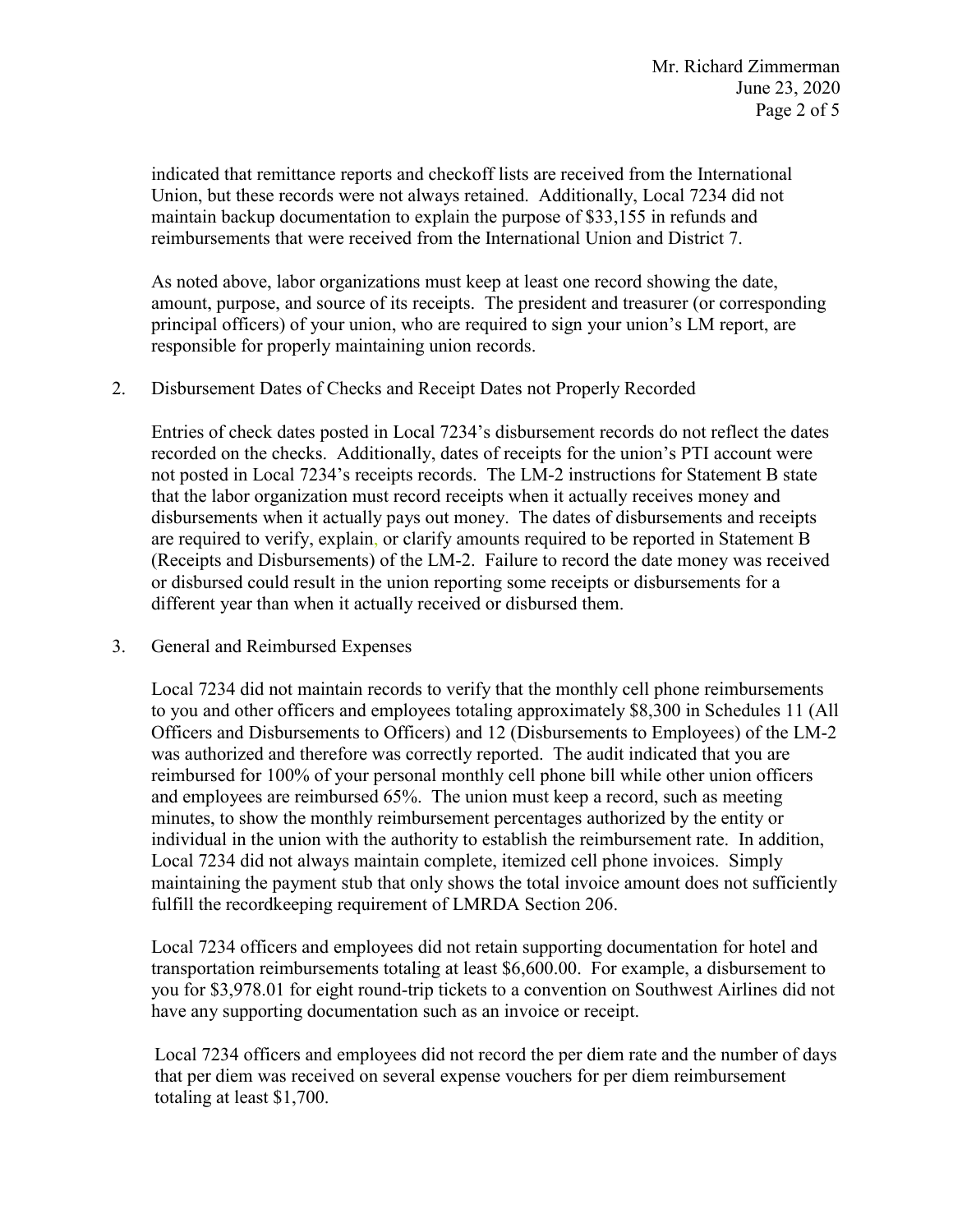indicated that remittance reports and checkoff lists are received from the International Union, but these records were not always retained. Additionally, Local 7234 did not maintain backup documentation to explain the purpose of $33,155 in refunds and reimbursements that were received from the International Union and District 7.

As noted above, labor organizations must keep at least one record showing the date, amount, purpose, and source of its receipts. The president and treasurer (or corresponding principal officers) of your union, who are required to sign your union's LM report, are responsible for properly maintaining union records.

2. Disbursement Dates of Checks and Receipt Dates not Properly Recorded

   Entries of check dates posted in Local 7234's disbursement records do not reflect the dates recorded on the checks. Additionally, dates of receipts for the union's PTI account were not posted in Local 7234's receipts records. The LM-2 instructions for Statement B state that the labor organization must record receipts when it actually receives money and disbursements when it actually pays out money. The dates of disbursements and receipts are required to verify, explain, or clarify amounts required to be reported in Statement B (Receipts and Disbursements) of the LM-2. Failure to record the date money was received or disbursed could result in the union reporting some receipts or disbursements for a different year than when it actually received or disbursed them.

3. General and Reimbursed Expenses

   Local 7234 did not maintain records to verify that the monthly cell phone reimbursements to you and other officers and employees totaling approximately $8,300 in Schedules 11 (All Officers and Disbursements to Officers) and 12 (Disbursements to Employees) of the LM-2 was authorized and therefore was correctly reported. The audit indicated that you are reimbursed for 100% of your personal monthly cell phone bill while other union officers and employees are reimbursed 65%. The union must keep a record, such as meeting minutes, to show the monthly reimbursement percentages authorized by the entity or individual in the union with the authority to establish the reimbursement rate. In addition, Local 7234 did not always maintain complete, itemized cell phone invoices. Simply maintaining the payment stub that only shows the total invoice amount does not sufficiently fulfill the recordkeeping requirement of LMRDA Section 206.

   Local 7234 officers and employees did not retain supporting documentation for hotel and transportation reimbursements totaling at least $6,600.00. For example, a disbursement to you for $3,978.01 for eight round-trip tickets to a convention on Southwest Airlines did not have any supporting documentation such as an invoice or receipt.

   Local 7234 officers and employees did not record the per diem rate and the number of days that per diem was received on several expense vouchers for per diem reimbursement totaling at least $1,700.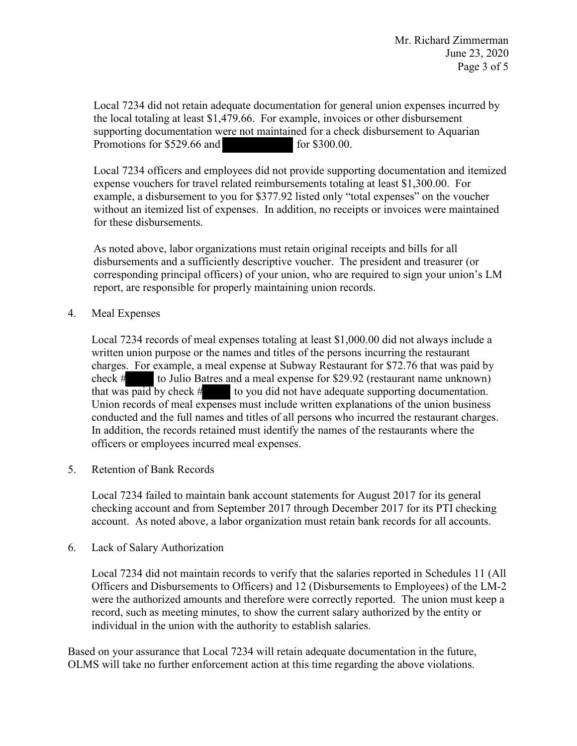Local 7234 did not retain adequate documentation for general union expenses incurred by the local totaling at least $1,479.66. For example, invoices or other disbursement supporting documentation were not maintained for a check disbursement to Aquarian Promotions for $529.66 and [redacted] for $300.00.

Local 7234 officers and employees did not provide supporting documentation and itemized expense vouchers for travel related reimbursements totaling at least $1,300.00. For example, a disbursement to you for $377.92 listed only "total expenses" on the voucher without an itemized list of expenses. In addition, no receipts or invoices were maintained for these disbursements.

As noted above, labor organizations must retain original receipts and bills for all disbursements and a sufficiently descriptive voucher. The president and treasurer (or corresponding principal officers) of your union, who are required to sign your union's LM report, are responsible for properly maintaining union records.

4. Meal Expenses

   Local 7234 records of meal expenses totaling at least $1,000.00 did not always include a written union purpose or the names and titles of the persons incurring the restaurant charges. For example, a meal expense at Subway Restaurant for $72.76 that was paid by check # [redacted] to Julio Batres and a meal expense for $29.92 (restaurant name unknown) that was paid by check # [redacted] to you did not have adequate supporting documentation. Union records of meal expenses must include written explanations of the union business conducted and the full names and titles of all persons who incurred the restaurant charges. In addition, the records retained must identify the names of the restaurants where the officers or employees incurred meal expenses.

5. Retention of Bank Records

   Local 7234 failed to maintain bank account statements for August 2017 for its general checking account and from September 2017 through December 2017 for its PTI checking account. As noted above, a labor organization must retain bank records for all accounts.

6. Lack of Salary Authorization

   Local 7234 did not maintain records to verify that the salaries reported in Schedules 11 (All Officers and Disbursements to Officers) and 12 (Disbursements to Employees) of the LM-2 were the authorized amounts and therefore were correctly reported. The union must keep a record, such as meeting minutes, to show the current salary authorized by the entity or individual in the union with the authority to establish salaries.

Based on your assurance that Local 7234 will retain adequate documentation in the future, OLMS will take no further enforcement action at this time regarding the above violations.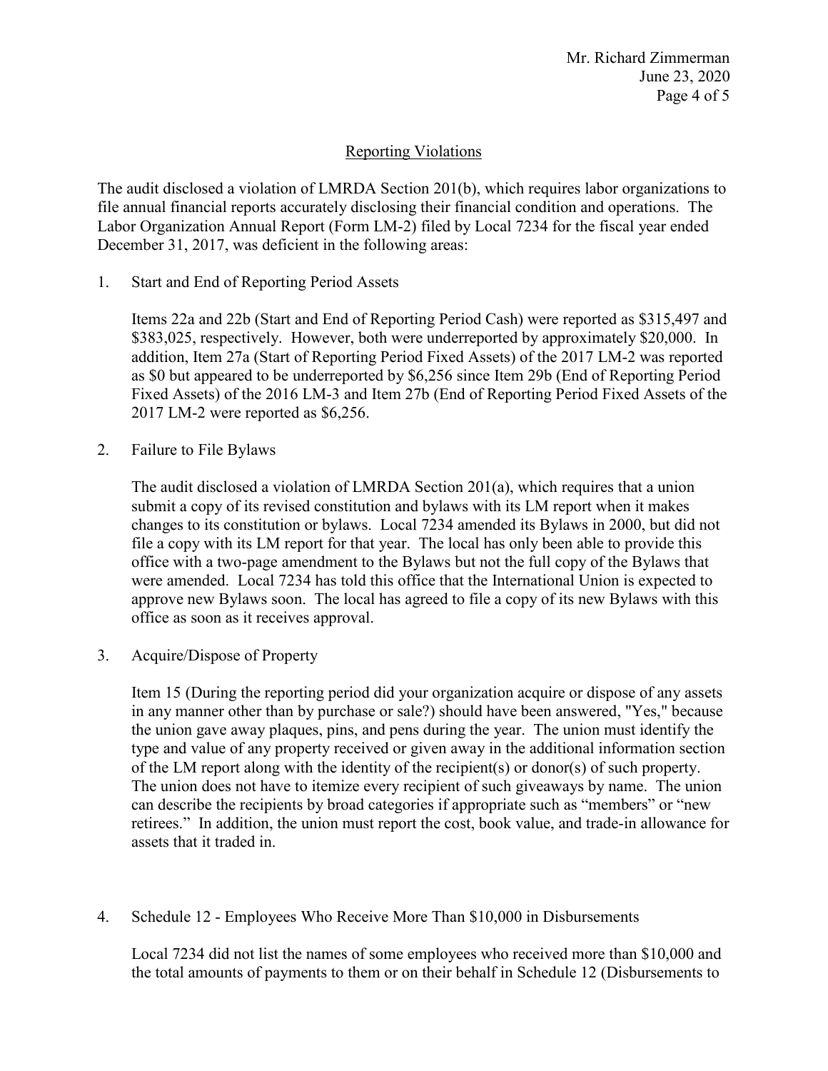## Reporting Violations

The audit disclosed a violation of LMRDA Section 201(b), which requires labor organizations to file annual financial reports accurately disclosing their financial condition and operations. The Labor Organization Annual Report (Form LM-2) filed by Local 7234 for the fiscal year ended December 31, 2017, was deficient in the following areas:

1. Start and End of Reporting Period Assets

   Items 22a and 22b (Start and End of Reporting Period Cash) were reported as $315,497 and $383,025, respectively. However, both were underreported by approximately $20,000. In addition, Item 27a (Start of Reporting Period Fixed Assets) of the 2017 LM-2 was reported as $0 but appeared to be underreported by $6,256 since Item 29b (End of Reporting Period Fixed Assets) of the 2016 LM-3 and Item 27b (End of Reporting Period Fixed Assets of the 2017 LM-2 were reported as $6,256.

2. Failure to File Bylaws

   The audit disclosed a violation of LMRDA Section 201(a), which requires that a union submit a copy of its revised constitution and bylaws with its LM report when it makes changes to its constitution or bylaws. Local 7234 amended its Bylaws in 2000, but did not file a copy with its LM report for that year. The local has only been able to provide this office with a two-page amendment to the Bylaws but not the full copy of the Bylaws that were amended. Local 7234 has told this office that the International Union is expected to approve new Bylaws soon. The local has agreed to file a copy of its new Bylaws with this office as soon as it receives approval.

3. Acquire/Dispose of Property

   Item 15 (During the reporting period did your organization acquire or dispose of any assets in any manner other than by purchase or sale?) should have been answered, "Yes," because the union gave away plaques, pins, and pens during the year. The union must identify the type and value of any property received or given away in the additional information section of the LM report along with the identity of the recipient(s) or donor(s) of such property. The union does not have to itemize every recipient of such giveaways by name. The union can describe the recipients by broad categories if appropriate such as "members" or "new retirees." In addition, the union must report the cost, book value, and trade-in allowance for assets that it traded in.

4. Schedule 12 - Employees Who Receive More Than $10,000 in Disbursements

   Local 7234 did not list the names of some employees who received more than $10,000 and the total amounts of payments to them or on their behalf in Schedule 12 (Disbursements to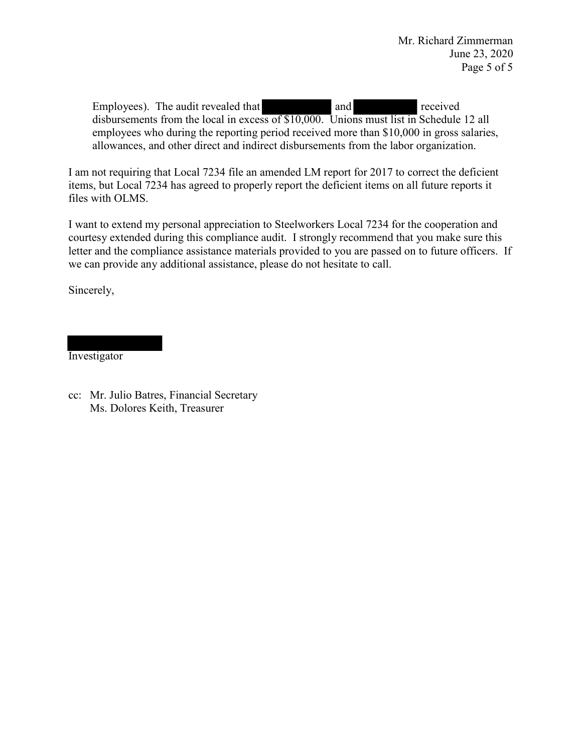Employees). The audit revealed that [REDACTED] and [REDACTED] received disbursements from the local in excess of $10,000. Unions must list in Schedule 12 all employees who during the reporting period received more than $10,000 in gross salaries, allowances, and other direct and indirect disbursements from the labor organization.

I am not requiring that Local 7234 file an amended LM report for 2017 to correct the deficient items, but Local 7234 has agreed to properly report the deficient items on all future reports it files with OLMS.

I want to extend my personal appreciation to Steelworkers Local 7234 for the cooperation and courtesy extended during this compliance audit. I strongly recommend that you make sure this letter and the compliance assistance materials provided to you are passed on to future officers. If we can provide any additional assistance, please do not hesitate to call.

Sincerely,

[REDACTED]
Investigator

cc: Mr. Julio Batres, Financial Secretary
Ms. Dolores Keith, Treasurer